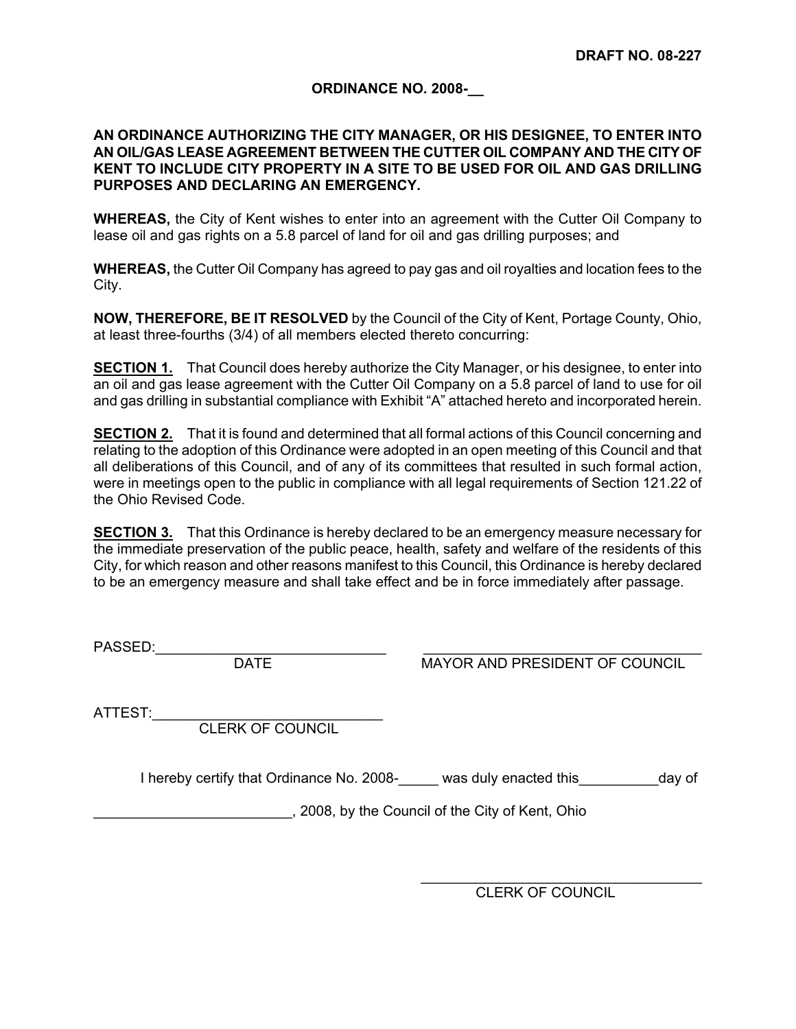**DRAFT NO. 08-227**

**ORDINANCE NO. 2008-__**

**AN ORDINANCE AUTHORIZING THE CITY MANAGER, OR HIS DESIGNEE, TO ENTER INTO AN OIL/GAS LEASE AGREEMENT BETWEEN THE CUTTER OIL COMPANY AND THE CITY OF KENT TO INCLUDE CITY PROPERTY IN A SITE TO BE USED FOR OIL AND GAS DRILLING PURPOSES AND DECLARING AN EMERGENCY.**

**WHEREAS,** the City of Kent wishes to enter into an agreement with the Cutter Oil Company to lease oil and gas rights on a 5.8 parcel of land for oil and gas drilling purposes; and

**WHEREAS,** the Cutter Oil Company has agreed to pay gas and oil royalties and location fees to the City.

**NOW, THEREFORE, BE IT RESOLVED** by the Council of the City of Kent, Portage County, Ohio, at least three-fourths (3/4) of all members elected thereto concurring:

**SECTION 1.** That Council does hereby authorize the City Manager, or his designee, to enter into an oil and gas lease agreement with the Cutter Oil Company on a 5.8 parcel of land to use for oil and gas drilling in substantial compliance with Exhibit "A" attached hereto and incorporated herein.

**SECTION 2.** That it is found and determined that all formal actions of this Council concerning and relating to the adoption of this Ordinance were adopted in an open meeting of this Council and that all deliberations of this Council, and of any of its committees that resulted in such formal action, were in meetings open to the public in compliance with all legal requirements of Section 121.22 of the Ohio Revised Code.

**SECTION 3.** That this Ordinance is hereby declared to be an emergency measure necessary for the immediate preservation of the public peace, health, safety and welfare of the residents of this City, for which reason and other reasons manifest to this Council, this Ordinance is hereby declared to be an emergency measure and shall take effect and be in force immediately after passage.

PASSED:______________________________ DATE

______________________________ MAYOR AND PRESIDENT OF COUNCIL

ATTEST:______________________________ CLERK OF COUNCIL

I hereby certify that Ordinance No. 2008-_____ was duly enacted this__________day of _________________________, 2008, by the Council of the City of Kent, Ohio

______________________________
CLERK OF COUNCIL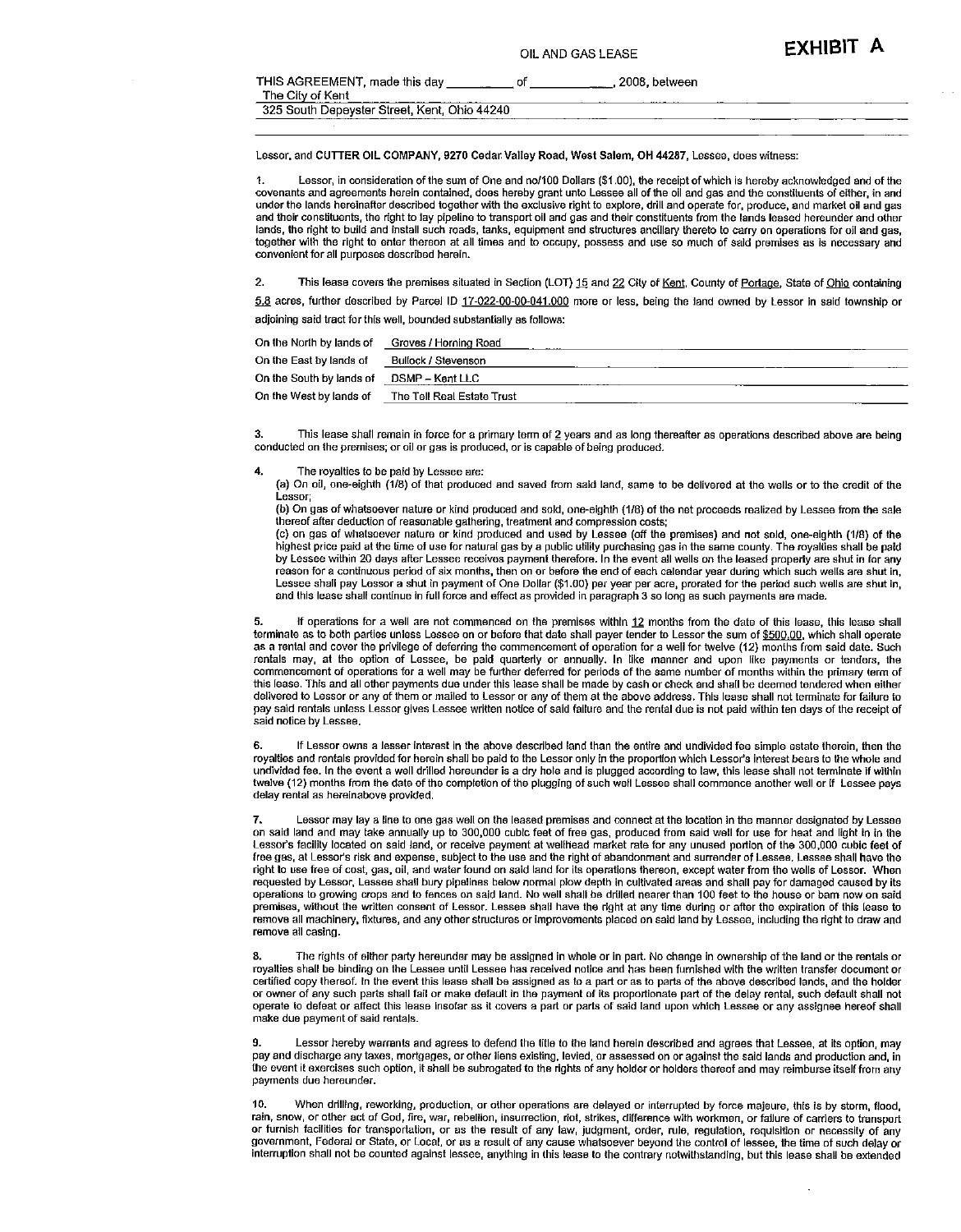# OIL AND GAS LEASE

**EXHIBIT A**

THIS AGREEMENT, made this day __________ of ____________, 2008, between
The City of Kent
325 South Depeyster Street, Kent, Ohio 44240

Lessor, and **CUTTER OIL COMPANY, 9270 Cedar Valley Road, West Salem, OH 44287**, Lessee, does witness:

1. Lessor, in consideration of the sum of One and no/100 Dollars ($1.00), the receipt of which is hereby acknowledged and of the covenants and agreements herein contained, does hereby grant unto Lessee all of the oil and gas and the constituents of either, in and under the lands hereinafter described together with the exclusive right to explore, drill and operate for, produce, and market oil and gas and their constituents, the right to lay pipeline to transport oil and gas and their constituents from the lands leased hereunder and other lands, the right to build and install such roads, tanks, equipment and structures ancillary thereto to carry on operations for oil and gas, together with the right to enter thereon at all times and to occupy, possess and use so much of said premises as is necessary and convenient for all purposes described herein.

2. This lease covers the premises situated in Section (LOT) 15 and 22 City of Kent, County of Portage, State of Ohio containing 5.8 acres, further described by Parcel ID 17-022-00-00-041.000 more or less, being the land owned by Lessor in said township or adjoining said tract for this well, bounded substantially as follows:

| | |
|---|---|
| On the North by lands of | Groves / Horning Road |
| On the East by lands of | Bullock / Stevenson |
| On the South by lands of | DSMP – Kent LLC |
| On the West by lands of | The Tell Real Estate Trust |

3. This lease shall remain in force for a primary term of 2 years and as long thereafter as operations described above are being conducted on the premises; or oil or gas is produced, or is capable of being produced.

4. The royalties to be paid by Lessee are:
(a) On oil, one-eighth (1/8) of that produced and saved from said land, same to be delivered at the wells or to the credit of the Lessor;
(b) On gas of whatsoever nature or kind produced and sold, one-eighth (1/8) of the net proceeds realized by Lessee from the sale thereof after deduction of reasonable gathering, treatment and compression costs;
(c) on gas of whatsoever nature or kind produced and used by Lessee (off the premises) and not sold, one-eighth (1/8) of the highest price paid at the time of use for natural gas by a public utility purchasing gas in the same county. The royalties shall be paid by Lessee within 20 days after Lessee receives payment therefore. In the event all wells on the leased property are shut in for any reason for a continuous period of six months, then on or before the end of each calendar year during which such wells are shut in, Lessee shall pay Lessor a shut in payment of One Dollar ($1.00) per year per acre, prorated for the period such wells are shut in, and this lease shall continue in full force and effect as provided in paragraph 3 so long as such payments are made.

5. If operations for a well are not commenced on the premises within 12 months from the date of this lease, this lease shall terminate as to both parties unless Lessee on or before that date shall payer tender to Lessor the sum of $500.00, which shall operate as a rental and cover the privilege of deferring the commencement of operation for a well for twelve (12) months from said date. Such rentals may, at the option of Lessee, be paid quarterly or annually. In like manner and upon like payments or tenders, the commencement of operations for a well may be further deferred for periods of the same number of months within the primary term of this lease. This and all other payments due under this lease shall be made by cash or check and shall be deemed tendered when either delivered to Lessor or any of them or mailed to Lessor or any of them at the above address. This lease shall not terminate for failure to pay said rentals unless Lessor gives Lessee written notice of said failure and the rental due is not paid within ten days of the receipt of said notice by Lessee.

6. If Lessor owns a lesser interest in the above described land than the entire and undivided fee simple estate therein, then the royalties and rentals provided for herein shall be paid to the Lessor only in the proportion which Lessor's interest bears to the whole and undivided fee. In the event a well drilled hereunder is a dry hole and is plugged according to law, this lease shall not terminate if within twelve (12) months from the date of the completion of the plugging of such well Lessee shall commence another well or if Lessee pays delay rental as hereinabove provided.

7. Lessor may lay a line to one gas well on the leased premises and connect at the location in the manner designated by Lessee on said land and may take annually up to 300,000 cubic feet of free gas, produced from said well for use for heat and light in in the Lessor's facility located on said land, or receive payment at wellhead market rate for any unused portion of the 300,000 cubic feet of free gas, at Lessor's risk and expense, subject to the use and the right of abandonment and surrender of Lessee. Lessee shall have the right to use free of cost, gas, oil, and water found on said land for its operations thereon, except water from the wells of Lessor. When requested by Lessor, Lessee shall bury pipelines below normal plow depth in cultivated areas and shall pay for damaged caused by its operations to growing crops and to fences on said land. No well shall be drilled nearer than 100 feet to the house or barn now on said premises, without the written consent of Lessor. Lessee shall have the right at any time during or after the expiration of this lease to remove all machinery, fixtures, and any other structures or improvements placed on said land by Lessee, including the right to draw and remove all casing.

8. The rights of either party hereunder may be assigned in whole or in part. No change in ownership of the land or the rentals or royalties shall be binding on the Lessee until Lessee has received notice and has been furnished with the written transfer document or certified copy thereof. In the event this lease shall be assigned as to a part or as to parts of the above described lands, and the holder or owner of any such parts shall fail or make default in the payment of its proportionate part of the delay rental, such default shall not operate to defeat or affect this lease insofar as it covers a part or parts of said land upon which Lessee or any assignee hereof shall make due payment of said rentals.

9. Lessor hereby warrants and agrees to defend the title to the land herein described and agrees that Lessee, at its option, may pay and discharge any taxes, mortgages, or other liens existing, levied, or assessed on or against the said lands and production and, in the event it exercises such option, it shall be subrogated to the rights of any holder or holders thereof and may reimburse itself from any payments due hereunder.

10. When drilling, reworking, production, or other operations are delayed or interrupted by force majeure, this is by storm, flood, rain, snow, or other act of God, fire, war, rebellion, insurrection, riot, strikes, difference with workmen, or failure of carriers to transport or furnish facilities for transportation, or as the result of any law, judgment, order, rule, regulation, requisition or necessity of any government, Federal or State, or Local, or as a result of any cause whatsoever beyond the control of lessee, the time of such delay or interruption shall not be counted against lessee, anything in this lease to the contrary notwithstanding, but this lease shall be extended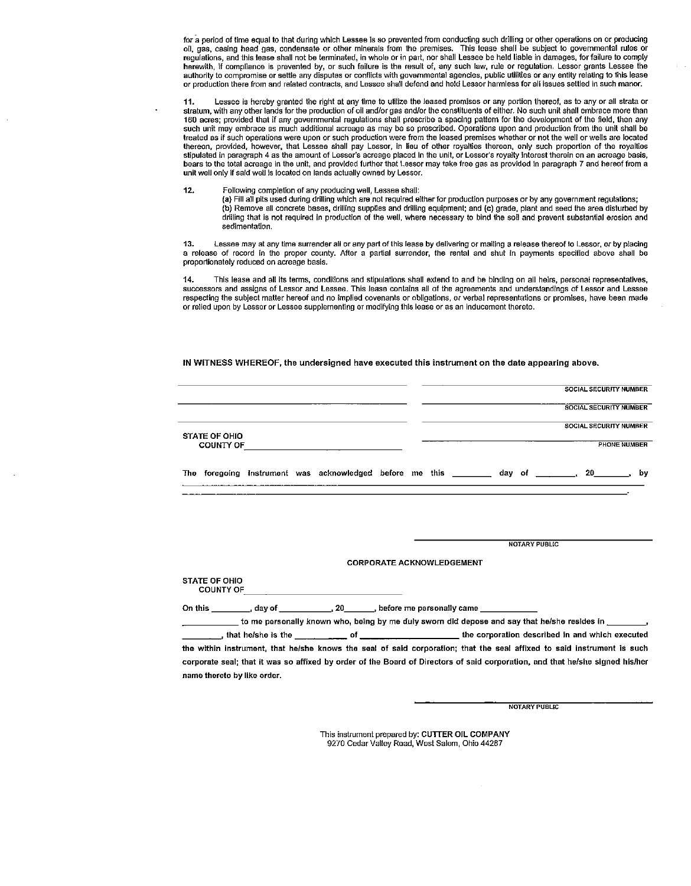for a period of time equal to that during which Lessee is so prevented from conducting such drilling or other operations on or producing oil, gas, casing head gas, condensate or other minerals from the premises. This lease shall be subject to governmental rules or regulations, and this lease shall not be terminated, in whole or in part, nor shall Lessee be held liable in damages, for failure to comply herewith, if compliance is prevented by, or such failure is the result of, any such law, rule or regulation. Lessor grants Lessee the authority to compromise or settle any disputes or conflicts with governmental agencies, public utilities or any entity relating to this lease or production there from and related contracts, and Lessee shall defend and hold Lessor harmless for all issues settled in such manor.

11. Lessee is hereby granted the right at any time to utilize the leased premises or any portion thereof, as to any or all strata or stratum, with any other lands for the production of oil and/or gas and/or the constituents of either. No such unit shall embrace more than 160 acres; provided that if any governmental regulations shall prescribe a spacing pattern for the development of the field, then any such unit may embrace as much additional acreage as may be so prescribed. Operations upon and production from the unit shall be treated as if such operations were upon or such production were from the leased premises whether or not the well or wells are located thereon, provided, however, that Lessee shall pay Lessor, in lieu of other royalties thereon, only such proportion of the royalties stipulated in paragraph 4 as the amount of Lessor's acreage placed in the unit, or Lessor's royalty interest therein on an acreage basis, bears to the total acreage in the unit, and provided further that Lessor may take free gas as provided in paragraph 7 and hereof from a unit well only if said well is located on lands actually owned by Lessor.

12. Following completion of any producing well, Lessee shall:
(a) Fill all pits used during drilling which are not required either for production purposes or by any government regulations;
(b) Remove all concrete bases, drilling supplies and drilling equipment; and (c) grade, plant and seed the area disturbed by drilling that is not required in production of the well, where necessary to bind the soil and prevent substantial erosion and sedimentation.

13. Lessee may at any time surrender all or any part of this lease by delivering or mailing a release thereof to Lessor, or by placing a release of record in the proper county. After a partial surrender, the rental and shut in payments specified above shall be proportionately reduced on acreage basis.

14. This lease and all its terms, conditions and stipulations shall extend to and be binding on all heirs, personal representatives, successors and assigns of Lessor and Lessee. This lease contains all of the agreements and understandings of Lessor and Lessee respecting the subject matter hereof and no implied covenants or obligations, or verbal representations or promises, have been made or relied upon by Lessor or Lessee supplementing or modifying this lease or as an inducement thereto.

**IN WITNESS WHEREOF, the undersigned have executed this instrument on the date appearing above.**

\_\_\_\_\_\_\_\_\_\_\_\_\_\_\_\_\_\_\_\_\_\_\_\_ \_\_\_\_\_\_\_\_\_\_\_\_\_\_\_\_\_\_\_\_\_\_\_\_ SOCIAL SECURITY NUMBER

\_\_\_\_\_\_\_\_\_\_\_\_\_\_\_\_\_\_\_\_\_\_\_\_ \_\_\_\_\_\_\_\_\_\_\_\_\_\_\_\_\_\_\_\_\_\_\_\_ SOCIAL SECURITY NUMBER

\_\_\_\_\_\_\_\_\_\_\_\_\_\_\_\_\_\_\_\_\_\_\_\_ \_\_\_\_\_\_\_\_\_\_\_\_\_\_\_\_\_\_\_\_\_\_\_\_ SOCIAL SECURITY NUMBER

STATE OF OHIO
COUNTY OF \_\_\_\_\_\_\_\_\_\_\_\_\_\_\_\_\_\_\_\_ \_\_\_\_\_\_\_\_\_\_\_\_\_\_\_\_\_\_\_\_\_\_\_\_ PHONE NUMBER

The foregoing instrument was acknowledged before me this \_\_\_\_\_\_\_\_ day of \_\_\_\_\_\_\_\_, 20\_\_\_\_\_\_\_, by \_\_\_\_\_\_\_\_\_\_\_\_\_\_\_\_\_\_\_\_\_\_\_\_\_\_\_\_\_\_\_\_\_\_\_\_\_\_\_\_.

\_\_\_\_\_\_\_\_\_\_\_\_\_\_\_\_\_\_\_\_\_\_\_\_
NOTARY PUBLIC

**CORPORATE ACKNOWLEDGEMENT**

STATE OF OHIO
COUNTY OF \_\_\_\_\_\_\_\_\_\_\_\_\_\_\_\_\_\_\_\_

On this \_\_\_\_\_\_\_\_, day of \_\_\_\_\_\_\_\_\_\_\_, 20\_\_\_\_\_\_, before me personally came \_\_\_\_\_\_\_\_\_\_\_\_ \_\_\_\_\_\_\_\_\_\_\_\_ to me personally known who, being by me duly sworn did depose and say that he/she resides in \_\_\_\_\_\_\_\_, \_\_\_\_\_\_\_\_, that he/she is the \_\_\_\_\_\_\_\_\_\_\_ of \_\_\_\_\_\_\_\_\_\_\_\_\_\_\_\_\_\_\_\_ the corporation described in and which executed the within instrument, that he/she knows the seal of said corporation; that the seal affixed to said instrument is such corporate seal; that it was so affixed by order of the Board of Directors of said corporation, and that he/she signed his/her name thereto by like order.

\_\_\_\_\_\_\_\_\_\_\_\_\_\_\_\_\_\_\_\_\_\_\_\_
NOTARY PUBLIC

This instrument prepared by: **CUTTER OIL COMPANY**
9270 Cedar Valley Road, West Salem, Ohio 44287